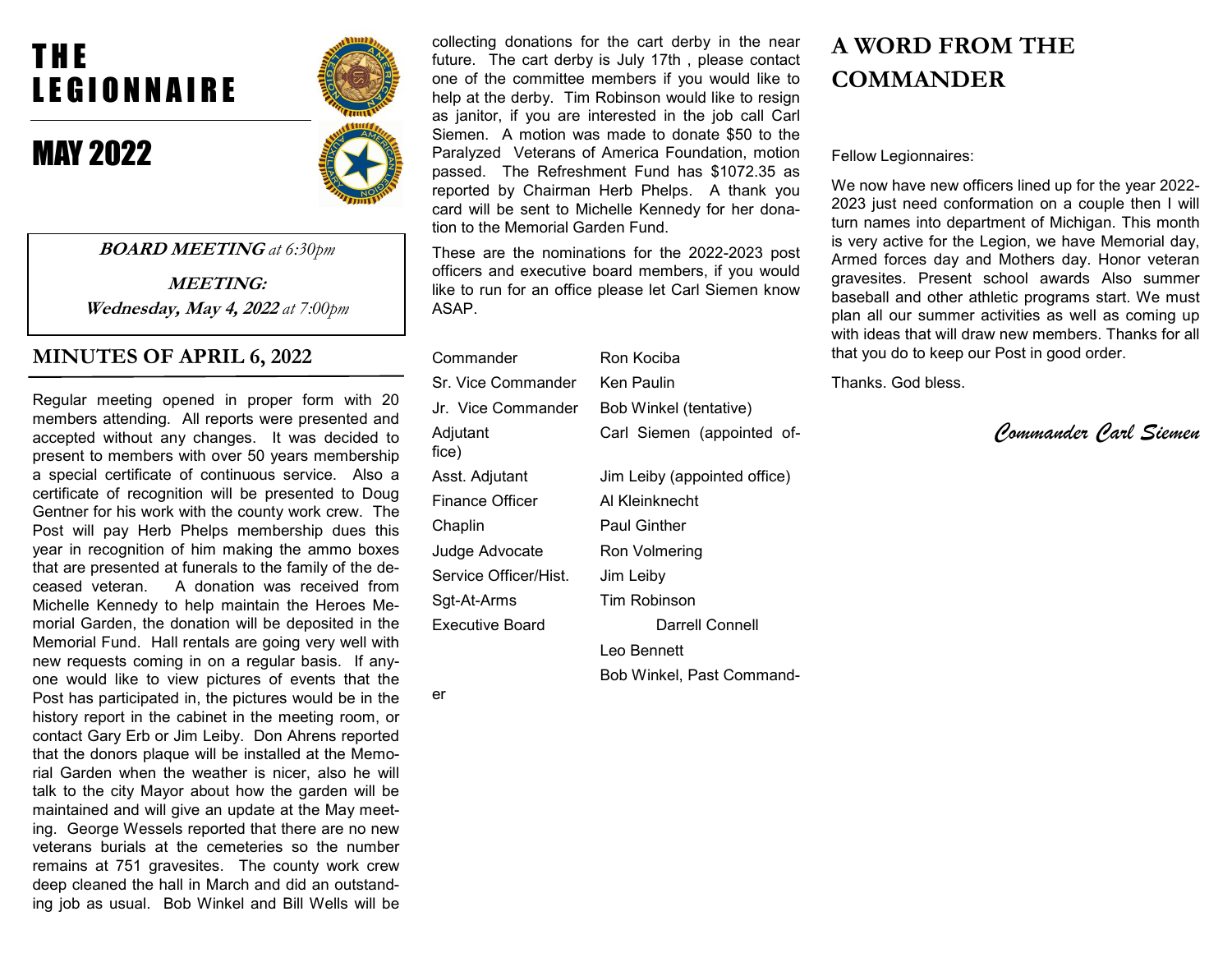# THE LEGIONNAIRE

# MAY 2022

**BOARD MEETING** *at 6:30pm*

**MEETING:**
**Wednesday, May 4, 2022** *at 7:00pm*

## MINUTES OF APRIL 6, 2022

Regular meeting opened in proper form with 20 members attending. All reports were presented and accepted without any changes. It was decided to present to members with over 50 years membership a special certificate of continuous service. Also a certificate of recognition will be presented to Doug Gentner for his work with the county work crew. The Post will pay Herb Phelps membership dues this year in recognition of him making the ammo boxes that are presented at funerals to the family of the deceased veteran. A donation was received from Michelle Kennedy to help maintain the Heroes Memorial Garden, the donation will be deposited in the Memorial Fund. Hall rentals are going very well with new requests coming in on a regular basis. If anyone would like to view pictures of events that the Post has participated in, the pictures would be in the history report in the cabinet in the meeting room, or contact Gary Erb or Jim Leiby. Don Ahrens reported that the donors plaque will be installed at the Memorial Garden when the weather is nicer, also he will talk to the city Mayor about how the garden will be maintained and will give an update at the May meeting. George Wessels reported that there are no new veterans burials at the cemeteries so the number remains at 751 gravesites. The county work crew deep cleaned the hall in March and did an outstanding job as usual. Bob Winkel and Bill Wells will be collecting donations for the cart derby in the near future. The cart derby is July 17th , please contact one of the committee members if you would like to help at the derby. Tim Robinson would like to resign as janitor, if you are interested in the job call Carl Siemen. A motion was made to donate $50 to the Paralyzed Veterans of America Foundation, motion passed. The Refreshment Fund has $1072.35 as reported by Chairman Herb Phelps. A thank you card will be sent to Michelle Kennedy for her donation to the Memorial Garden Fund.

These are the nominations for the 2022-2023 post officers and executive board members, if you would like to run for an office please let Carl Siemen know ASAP.

| Office | Nominee |
|---|---|
| Commander | Ron Kociba |
| Sr. Vice Commander | Ken Paulin |
| Jr. Vice Commander | Bob Winkel (tentative) |
| Adjutant | Carl Siemen (appointed office) |
| Asst. Adjutant | Jim Leiby (appointed office) |
| Finance Officer | Al Kleinknecht |
| Chaplin | Paul Ginther |
| Judge Advocate | Ron Volmering |
| Service Officer/Hist. | Jim Leiby |
| Sgt-At-Arms | Tim Robinson |
| Executive Board | Darrell Connell |
| | Leo Bennett |
| | Bob Winkel, Past Commander |

## A WORD FROM THE COMMANDER

Fellow Legionnaires:

We now have new officers lined up for the year 2022-2023 just need conformation on a couple then I will turn names into department of Michigan. This month is very active for the Legion, we have Memorial day, Armed forces day and Mothers day. Honor veteran gravesites. Present school awards Also summer baseball and other athletic programs start. We must plan all our summer activities as well as coming up with ideas that will draw new members. Thanks for all that you do to keep our Post in good order.

Thanks. God bless.

*Commander Carl Siemen*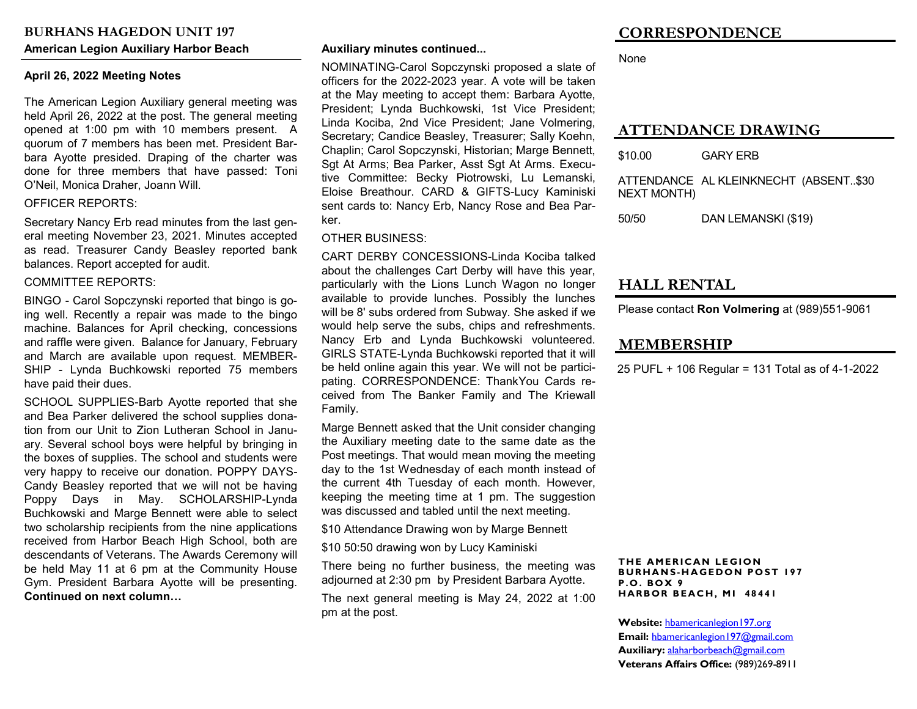# BURHANS HAGEDON UNIT 197

**American Legion Auxiliary Harbor Beach**

**April 26, 2022 Meeting Notes**

The American Legion Auxiliary general meeting was held April 26, 2022 at the post. The general meeting opened at 1:00 pm with 10 members present. A quorum of 7 members has been met. President Barbara Ayotte presided. Draping of the charter was done for three members that have passed: Toni O'Neil, Monica Draher, Joann Will.

OFFICER REPORTS:

Secretary Nancy Erb read minutes from the last general meeting November 23, 2021. Minutes accepted as read. Treasurer Candy Beasley reported bank balances. Report accepted for audit.

COMMITTEE REPORTS:

BINGO - Carol Sopczynski reported that bingo is going well. Recently a repair was made to the bingo machine. Balances for April checking, concessions and raffle were given. Balance for January, February and March are available upon request. MEMBERSHIP - Lynda Buchkowski reported 75 members have paid their dues.

SCHOOL SUPPLIES-Barb Ayotte reported that she and Bea Parker delivered the school supplies donation from our Unit to Zion Lutheran School in January. Several school boys were helpful by bringing in the boxes of supplies. The school and students were very happy to receive our donation. POPPY DAYS-Candy Beasley reported that we will not be having Poppy Days in May. SCHOLARSHIP-Lynda Buchkowski and Marge Bennett were able to select two scholarship recipients from the nine applications received from Harbor Beach High School, both are descendants of Veterans. The Awards Ceremony will be held May 11 at 6 pm at the Community House Gym. President Barbara Ayotte will be presenting. **Continued on next column…**

**Auxiliary minutes continued...**

NOMINATING-Carol Sopczynski proposed a slate of officers for the 2022-2023 year. A vote will be taken at the May meeting to accept them: Barbara Ayotte, President; Lynda Buchkowski, 1st Vice President; Linda Kociba, 2nd Vice President; Jane Volmering, Secretary; Candice Beasley, Treasurer; Sally Koehn, Chaplin; Carol Sopczynski, Historian; Marge Bennett, Sgt At Arms; Bea Parker, Asst Sgt At Arms. Executive Committee: Becky Piotrowski, Lu Lemanski, Eloise Breathour. CARD & GIFTS-Lucy Kaminiski sent cards to: Nancy Erb, Nancy Rose and Bea Parker.

OTHER BUSINESS:

CART DERBY CONCESSIONS-Linda Kociba talked about the challenges Cart Derby will have this year, particularly with the Lions Lunch Wagon no longer available to provide lunches. Possibly the lunches will be 8' subs ordered from Subway. She asked if we would help serve the subs, chips and refreshments. Nancy Erb and Lynda Buchkowski volunteered. GIRLS STATE-Lynda Buchkowski reported that it will be held online again this year. We will not be participating. CORRESPONDENCE: ThankYou Cards received from The Banker Family and The Kriewall Family.

Marge Bennett asked that the Unit consider changing the Auxiliary meeting date to the same date as the Post meetings. That would mean moving the meeting day to the 1st Wednesday of each month instead of the current 4th Tuesday of each month. However, keeping the meeting time at 1 pm. The suggestion was discussed and tabled until the next meeting.

$10 Attendance Drawing won by Marge Bennett

$10 50:50 drawing won by Lucy Kaminiski

There being no further business, the meeting was adjourned at 2:30 pm by President Barbara Ayotte.

The next general meeting is May 24, 2022 at 1:00 pm at the post.

## CORRESPONDENCE

None

## ATTENDANCE DRAWING

| | |
|---|---|
| $10.00 | GARY ERB |
| ATTENDANCE | AL KLEINKNECHT (ABSENT..$30 NEXT MONTH) |
| 50/50 | DAN LEMANSKI ($19) |

## HALL RENTAL

Please contact **Ron Volmering** at (989)551-9061

## MEMBERSHIP

25 PUFL + 106 Regular = 131 Total as of 4-1-2022

**THE AMERICAN LEGION**
**BURHANS-HAGEDON POST 197**
**P.O. BOX 9**
**HARBOR BEACH, MI 48441**

**Website:** hbamericanlegion197.org
**Email:** hbamericanlegion197@gmail.com
**Auxiliary:** alaharborbeach@gmail.com
**Veterans Affairs Office:** (989)269-8911